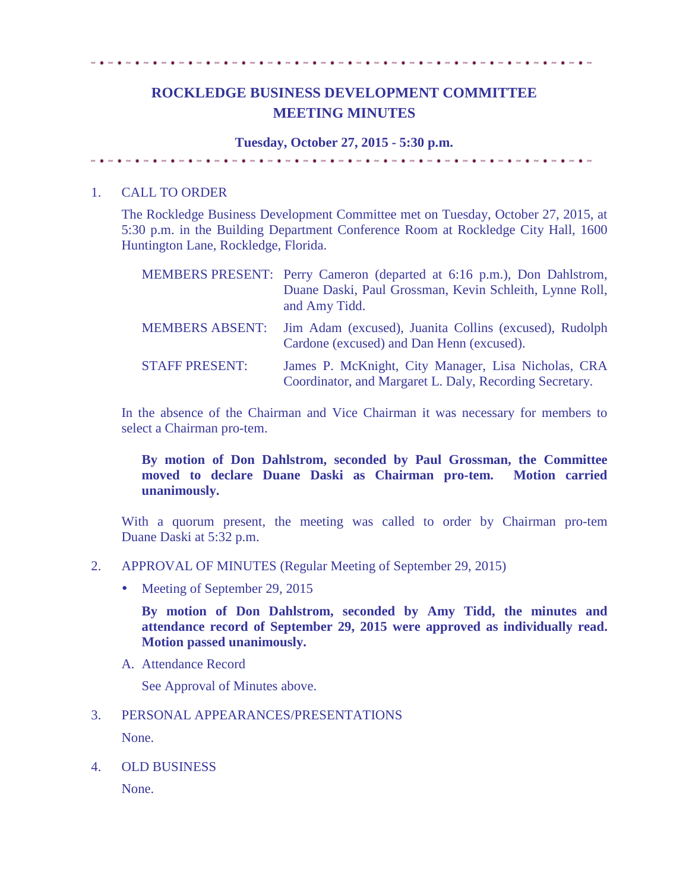# ROCKLEDGE BUSINESS DEVELOPMENT COMMITTEE
# MEETING MINUTES

**Tuesday, October 27, 2015 - 5:30 p.m.**

1. CALL TO ORDER

   The Rockledge Business Development Committee met on Tuesday, October 27, 2015, at 5:30 p.m. in the Building Department Conference Room at Rockledge City Hall, 1600 Huntington Lane, Rockledge, Florida.

   | | |
   |---|---|
   | MEMBERS PRESENT: | Perry Cameron (departed at 6:16 p.m.), Don Dahlstrom, Duane Daski, Paul Grossman, Kevin Schleith, Lynne Roll, and Amy Tidd. |
   | MEMBERS ABSENT: | Jim Adam (excused), Juanita Collins (excused), Rudolph Cardone (excused) and Dan Henn (excused). |
   | STAFF PRESENT: | James P. McKnight, City Manager, Lisa Nicholas, CRA Coordinator, and Margaret L. Daly, Recording Secretary. |

   In the absence of the Chairman and Vice Chairman it was necessary for members to select a Chairman pro-tem.

   **By motion of Don Dahlstrom, seconded by Paul Grossman, the Committee moved to declare Duane Daski as Chairman pro-tem. Motion carried unanimously.**

   With a quorum present, the meeting was called to order by Chairman pro-tem Duane Daski at 5:32 p.m.

2. APPROVAL OF MINUTES (Regular Meeting of September 29, 2015)

   - Meeting of September 29, 2015

     **By motion of Don Dahlstrom, seconded by Amy Tidd, the minutes and attendance record of September 29, 2015 were approved as individually read. Motion passed unanimously.**

   A. Attendance Record

      See Approval of Minutes above.

3. PERSONAL APPEARANCES/PRESENTATIONS

   None.

4. OLD BUSINESS

   None.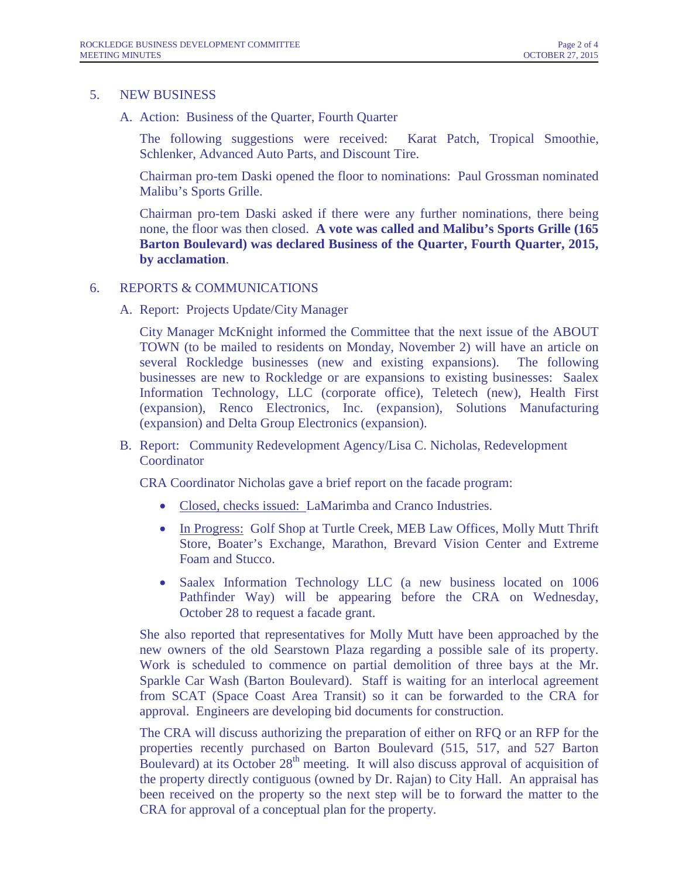5. NEW BUSINESS

   A. Action: Business of the Quarter, Fourth Quarter

   The following suggestions were received: Karat Patch, Tropical Smoothie, Schlenker, Advanced Auto Parts, and Discount Tire.

   Chairman pro-tem Daski opened the floor to nominations: Paul Grossman nominated Malibu's Sports Grille.

   Chairman pro-tem Daski asked if there were any further nominations, there being none, the floor was then closed. **A vote was called and Malibu's Sports Grille (165 Barton Boulevard) was declared Business of the Quarter, Fourth Quarter, 2015, by acclamation**.

6. REPORTS & COMMUNICATIONS

   A. Report: Projects Update/City Manager

   City Manager McKnight informed the Committee that the next issue of the ABOUT TOWN (to be mailed to residents on Monday, November 2) will have an article on several Rockledge businesses (new and existing expansions). The following businesses are new to Rockledge or are expansions to existing businesses: Saalex Information Technology, LLC (corporate office), Teletech (new), Health First (expansion), Renco Electronics, Inc. (expansion), Solutions Manufacturing (expansion) and Delta Group Electronics (expansion).

   B. Report: Community Redevelopment Agency/Lisa C. Nicholas, Redevelopment Coordinator

   CRA Coordinator Nicholas gave a brief report on the facade program:

   - <u>Closed, checks issued:</u> LaMarimba and Cranco Industries.
   - <u>In Progress:</u> Golf Shop at Turtle Creek, MEB Law Offices, Molly Mutt Thrift Store, Boater's Exchange, Marathon, Brevard Vision Center and Extreme Foam and Stucco.
   - Saalex Information Technology LLC (a new business located on 1006 Pathfinder Way) will be appearing before the CRA on Wednesday, October 28 to request a facade grant.

   She also reported that representatives for Molly Mutt have been approached by the new owners of the old Searstown Plaza regarding a possible sale of its property. Work is scheduled to commence on partial demolition of three bays at the Mr. Sparkle Car Wash (Barton Boulevard). Staff is waiting for an interlocal agreement from SCAT (Space Coast Area Transit) so it can be forwarded to the CRA for approval. Engineers are developing bid documents for construction.

   The CRA will discuss authorizing the preparation of either on RFQ or an RFP for the properties recently purchased on Barton Boulevard (515, 517, and 527 Barton Boulevard) at its October 28th meeting. It will also discuss approval of acquisition of the property directly contiguous (owned by Dr. Rajan) to City Hall. An appraisal has been received on the property so the next step will be to forward the matter to the CRA for approval of a conceptual plan for the property.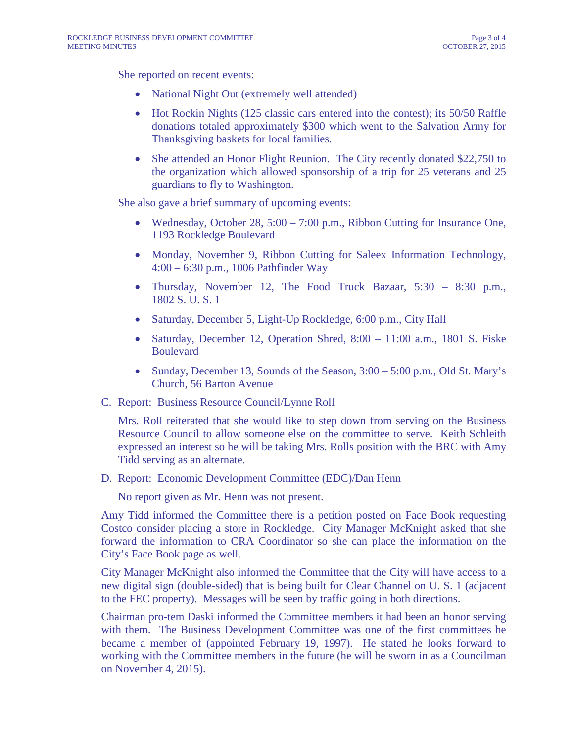She reported on recent events:

- National Night Out (extremely well attended)
- Hot Rockin Nights (125 classic cars entered into the contest); its 50/50 Raffle donations totaled approximately $300 which went to the Salvation Army for Thanksgiving baskets for local families.
- She attended an Honor Flight Reunion. The City recently donated $22,750 to the organization which allowed sponsorship of a trip for 25 veterans and 25 guardians to fly to Washington.

She also gave a brief summary of upcoming events:

- Wednesday, October 28, 5:00 – 7:00 p.m., Ribbon Cutting for Insurance One, 1193 Rockledge Boulevard
- Monday, November 9, Ribbon Cutting for Saleex Information Technology, 4:00 – 6:30 p.m., 1006 Pathfinder Way
- Thursday, November 12, The Food Truck Bazaar, 5:30 – 8:30 p.m., 1802 S. U. S. 1
- Saturday, December 5, Light-Up Rockledge, 6:00 p.m., City Hall
- Saturday, December 12, Operation Shred, 8:00 – 11:00 a.m., 1801 S. Fiske Boulevard
- Sunday, December 13, Sounds of the Season, 3:00 – 5:00 p.m., Old St. Mary's Church, 56 Barton Avenue

C. Report: Business Resource Council/Lynne Roll

Mrs. Roll reiterated that she would like to step down from serving on the Business Resource Council to allow someone else on the committee to serve. Keith Schleith expressed an interest so he will be taking Mrs. Rolls position with the BRC with Amy Tidd serving as an alternate.

D. Report: Economic Development Committee (EDC)/Dan Henn

No report given as Mr. Henn was not present.

Amy Tidd informed the Committee there is a petition posted on Face Book requesting Costco consider placing a store in Rockledge. City Manager McKnight asked that she forward the information to CRA Coordinator so she can place the information on the City's Face Book page as well.

City Manager McKnight also informed the Committee that the City will have access to a new digital sign (double-sided) that is being built for Clear Channel on U. S. 1 (adjacent to the FEC property). Messages will be seen by traffic going in both directions.

Chairman pro-tem Daski informed the Committee members it had been an honor serving with them. The Business Development Committee was one of the first committees he became a member of (appointed February 19, 1997). He stated he looks forward to working with the Committee members in the future (he will be sworn in as a Councilman on November 4, 2015).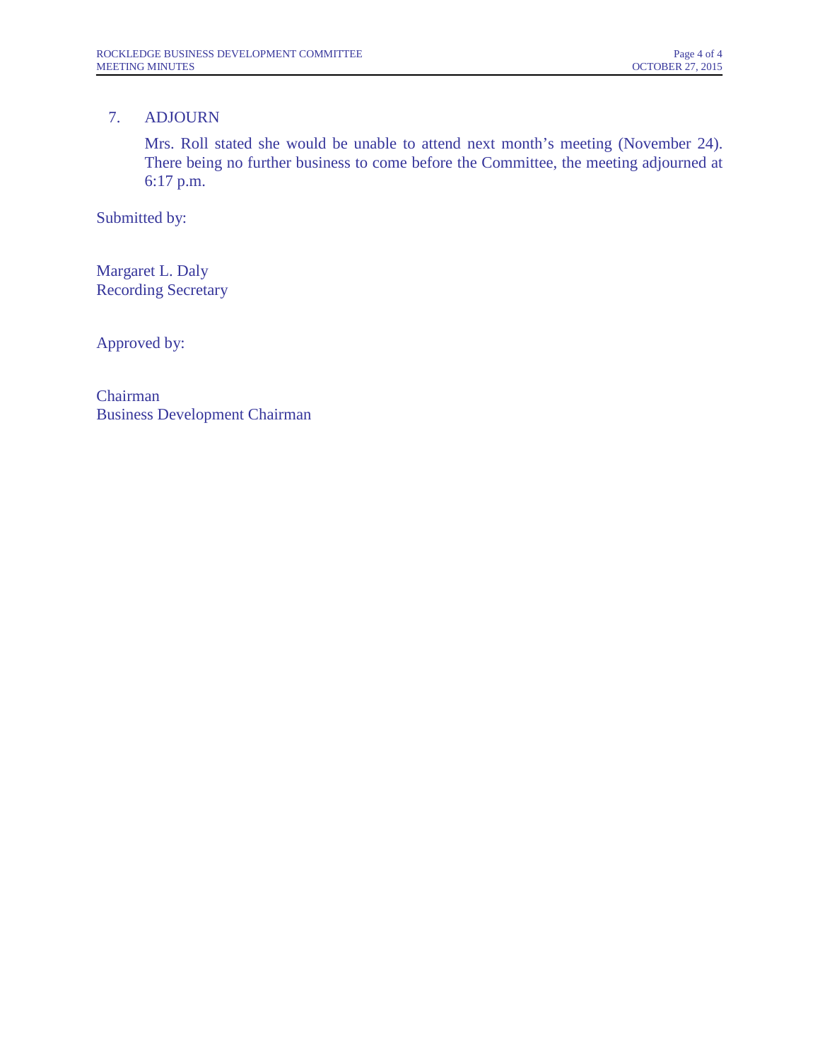## 7. ADJOURN

Mrs. Roll stated she would be unable to attend next month's meeting (November 24). There being no further business to come before the Committee, the meeting adjourned at 6:17 p.m.

Submitted by:

Margaret L. Daly
Recording Secretary

Approved by:

Chairman
Business Development Chairman